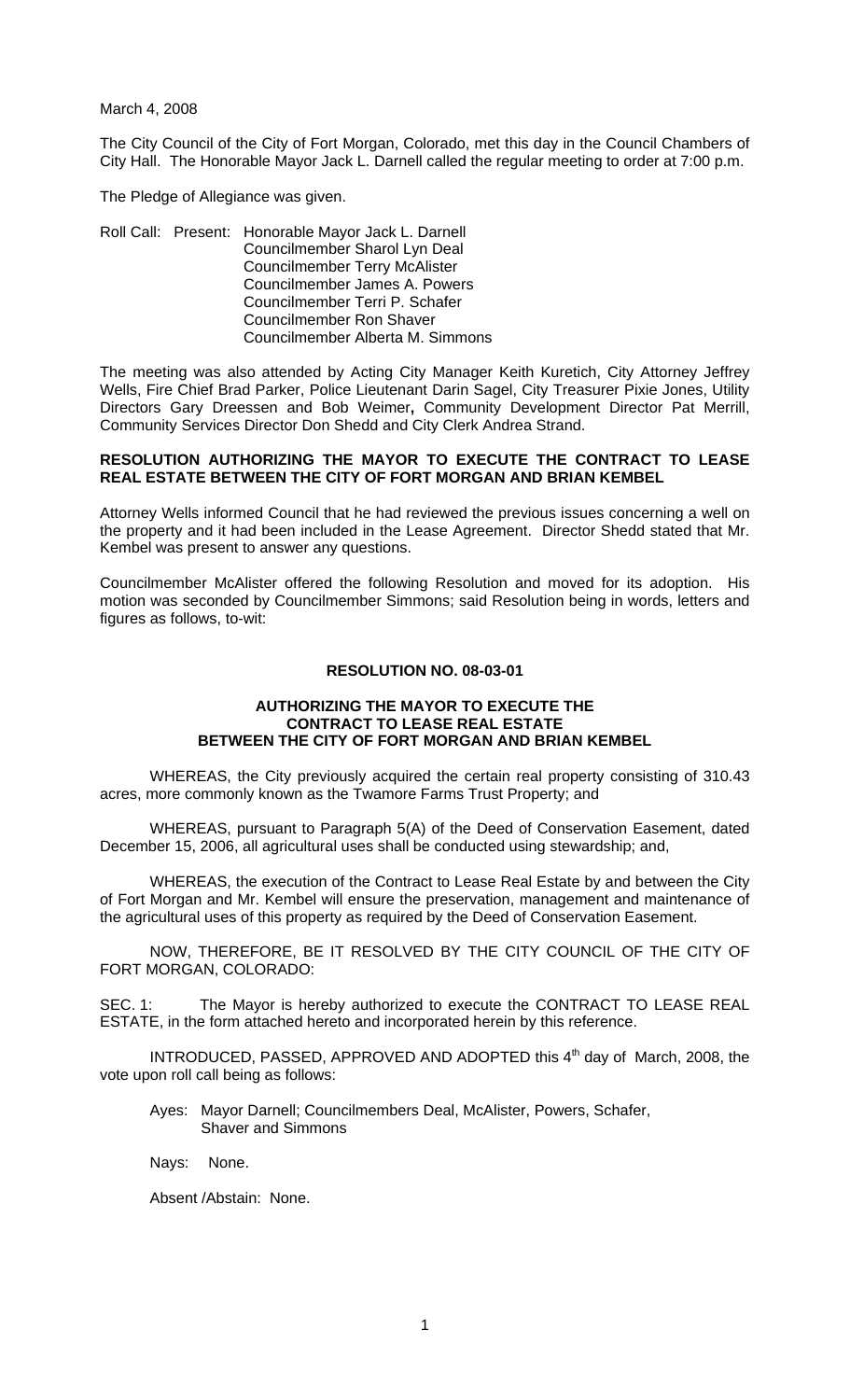March 4, 2008

The City Council of the City of Fort Morgan, Colorado, met this day in the Council Chambers of City Hall. The Honorable Mayor Jack L. Darnell called the regular meeting to order at 7:00 p.m.

The Pledge of Allegiance was given.

Roll Call: Present: Honorable Mayor Jack L. Darnell
Councilmember Sharol Lyn Deal
Councilmember Terry McAlister
Councilmember James A. Powers
Councilmember Terri P. Schafer
Councilmember Ron Shaver
Councilmember Alberta M. Simmons

The meeting was also attended by Acting City Manager Keith Kuretich, City Attorney Jeffrey Wells, Fire Chief Brad Parker, Police Lieutenant Darin Sagel, City Treasurer Pixie Jones, Utility Directors Gary Dreessen and Bob Weimer**,** Community Development Director Pat Merrill, Community Services Director Don Shedd and City Clerk Andrea Strand.

**RESOLUTION AUTHORIZING THE MAYOR TO EXECUTE THE CONTRACT TO LEASE REAL ESTATE BETWEEN THE CITY OF FORT MORGAN AND BRIAN KEMBEL**

Attorney Wells informed Council that he had reviewed the previous issues concerning a well on the property and it had been included in the Lease Agreement. Director Shedd stated that Mr. Kembel was present to answer any questions.

Councilmember McAlister offered the following Resolution and moved for its adoption. His motion was seconded by Councilmember Simmons; said Resolution being in words, letters and figures as follows, to-wit:

**RESOLUTION NO. 08-03-01**

**AUTHORIZING THE MAYOR TO EXECUTE THE CONTRACT TO LEASE REAL ESTATE BETWEEN THE CITY OF FORT MORGAN AND BRIAN KEMBEL**

WHEREAS, the City previously acquired the certain real property consisting of 310.43 acres, more commonly known as the Twamore Farms Trust Property; and

WHEREAS, pursuant to Paragraph 5(A) of the Deed of Conservation Easement, dated December 15, 2006, all agricultural uses shall be conducted using stewardship; and,

WHEREAS, the execution of the Contract to Lease Real Estate by and between the City of Fort Morgan and Mr. Kembel will ensure the preservation, management and maintenance of the agricultural uses of this property as required by the Deed of Conservation Easement.

NOW, THEREFORE, BE IT RESOLVED BY THE CITY COUNCIL OF THE CITY OF FORT MORGAN, COLORADO:

SEC. 1: The Mayor is hereby authorized to execute the CONTRACT TO LEASE REAL ESTATE, in the form attached hereto and incorporated herein by this reference.

INTRODUCED, PASSED, APPROVED AND ADOPTED this 4th day of March, 2008, the vote upon roll call being as follows:

Ayes: Mayor Darnell; Councilmembers Deal, McAlister, Powers, Schafer, Shaver and Simmons

Nays: None.

Absent /Abstain: None.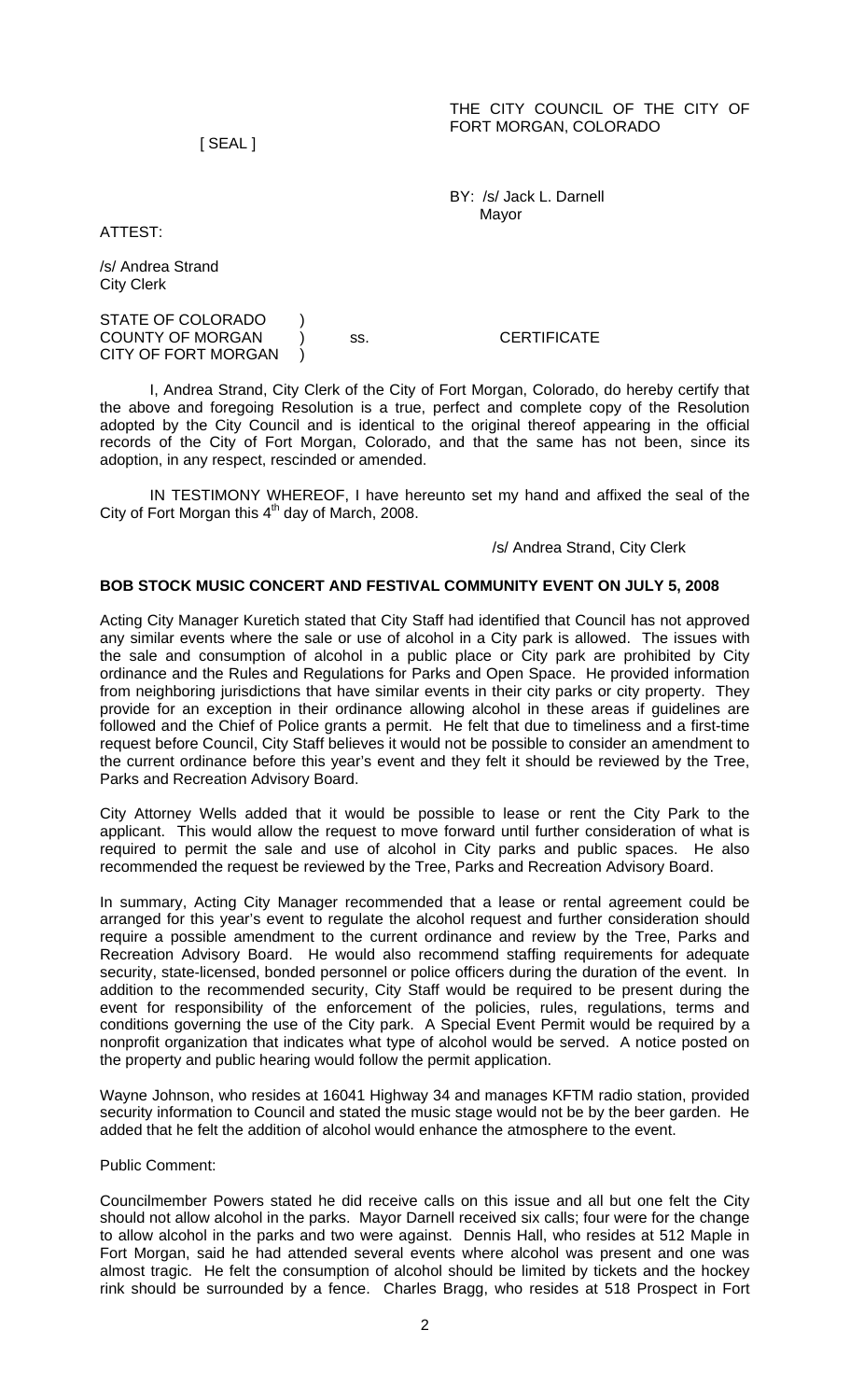THE CITY COUNCIL OF THE CITY OF FORT MORGAN, COLORADO

[ SEAL ]

BY: /s/ Jack L. Darnell
Mayor

ATTEST:

/s/ Andrea Strand
City Clerk

STATE OF COLORADO )
COUNTY OF MORGAN ) ss. CERTIFICATE
CITY OF FORT MORGAN )

I, Andrea Strand, City Clerk of the City of Fort Morgan, Colorado, do hereby certify that the above and foregoing Resolution is a true, perfect and complete copy of the Resolution adopted by the City Council and is identical to the original thereof appearing in the official records of the City of Fort Morgan, Colorado, and that the same has not been, since its adoption, in any respect, rescinded or amended.

IN TESTIMONY WHEREOF, I have hereunto set my hand and affixed the seal of the City of Fort Morgan this 4th day of March, 2008.

/s/ Andrea Strand, City Clerk

**BOB STOCK MUSIC CONCERT AND FESTIVAL COMMUNITY EVENT ON JULY 5, 2008**

Acting City Manager Kuretich stated that City Staff had identified that Council has not approved any similar events where the sale or use of alcohol in a City park is allowed. The issues with the sale and consumption of alcohol in a public place or City park are prohibited by City ordinance and the Rules and Regulations for Parks and Open Space. He provided information from neighboring jurisdictions that have similar events in their city parks or city property. They provide for an exception in their ordinance allowing alcohol in these areas if guidelines are followed and the Chief of Police grants a permit. He felt that due to timeliness and a first-time request before Council, City Staff believes it would not be possible to consider an amendment to the current ordinance before this year's event and they felt it should be reviewed by the Tree, Parks and Recreation Advisory Board.

City Attorney Wells added that it would be possible to lease or rent the City Park to the applicant. This would allow the request to move forward until further consideration of what is required to permit the sale and use of alcohol in City parks and public spaces. He also recommended the request be reviewed by the Tree, Parks and Recreation Advisory Board.

In summary, Acting City Manager recommended that a lease or rental agreement could be arranged for this year's event to regulate the alcohol request and further consideration should require a possible amendment to the current ordinance and review by the Tree, Parks and Recreation Advisory Board. He would also recommend staffing requirements for adequate security, state-licensed, bonded personnel or police officers during the duration of the event. In addition to the recommended security, City Staff would be required to be present during the event for responsibility of the enforcement of the policies, rules, regulations, terms and conditions governing the use of the City park. A Special Event Permit would be required by a nonprofit organization that indicates what type of alcohol would be served. A notice posted on the property and public hearing would follow the permit application.

Wayne Johnson, who resides at 16041 Highway 34 and manages KFTM radio station, provided security information to Council and stated the music stage would not be by the beer garden. He added that he felt the addition of alcohol would enhance the atmosphere to the event.

Public Comment:

Councilmember Powers stated he did receive calls on this issue and all but one felt the City should not allow alcohol in the parks. Mayor Darnell received six calls; four were for the change to allow alcohol in the parks and two were against. Dennis Hall, who resides at 512 Maple in Fort Morgan, said he had attended several events where alcohol was present and one was almost tragic. He felt the consumption of alcohol should be limited by tickets and the hockey rink should be surrounded by a fence. Charles Bragg, who resides at 518 Prospect in Fort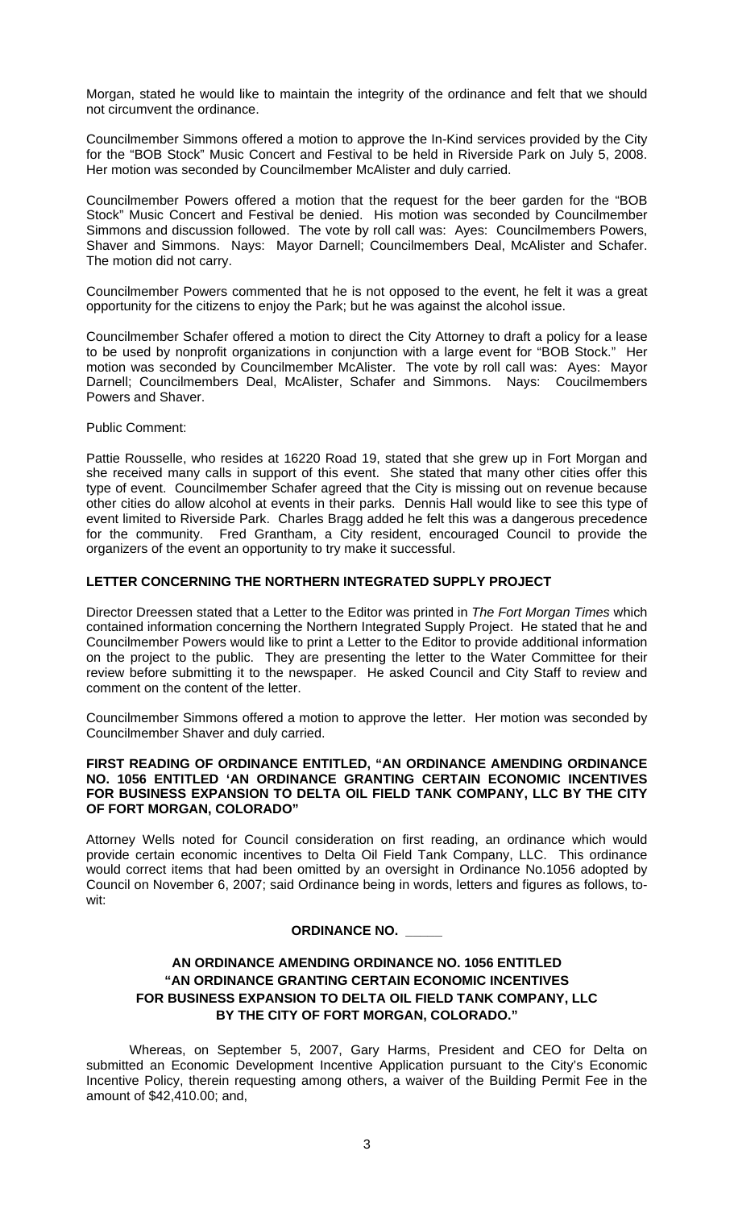Morgan, stated he would like to maintain the integrity of the ordinance and felt that we should not circumvent the ordinance.

Councilmember Simmons offered a motion to approve the In-Kind services provided by the City for the "BOB Stock" Music Concert and Festival to be held in Riverside Park on July 5, 2008. Her motion was seconded by Councilmember McAlister and duly carried.

Councilmember Powers offered a motion that the request for the beer garden for the "BOB Stock" Music Concert and Festival be denied. His motion was seconded by Councilmember Simmons and discussion followed. The vote by roll call was: Ayes: Councilmembers Powers, Shaver and Simmons. Nays: Mayor Darnell; Councilmembers Deal, McAlister and Schafer. The motion did not carry.

Councilmember Powers commented that he is not opposed to the event, he felt it was a great opportunity for the citizens to enjoy the Park; but he was against the alcohol issue.

Councilmember Schafer offered a motion to direct the City Attorney to draft a policy for a lease to be used by nonprofit organizations in conjunction with a large event for "BOB Stock." Her motion was seconded by Councilmember McAlister. The vote by roll call was: Ayes: Mayor Darnell; Councilmembers Deal, McAlister, Schafer and Simmons. Nays: Coucilmembers Powers and Shaver.

Public Comment:

Pattie Rousselle, who resides at 16220 Road 19, stated that she grew up in Fort Morgan and she received many calls in support of this event. She stated that many other cities offer this type of event. Councilmember Schafer agreed that the City is missing out on revenue because other cities do allow alcohol at events in their parks. Dennis Hall would like to see this type of event limited to Riverside Park. Charles Bragg added he felt this was a dangerous precedence for the community. Fred Grantham, a City resident, encouraged Council to provide the organizers of the event an opportunity to try make it successful.

**LETTER CONCERNING THE NORTHERN INTEGRATED SUPPLY PROJECT**

Director Dreessen stated that a Letter to the Editor was printed in *The Fort Morgan Times* which contained information concerning the Northern Integrated Supply Project. He stated that he and Councilmember Powers would like to print a Letter to the Editor to provide additional information on the project to the public. They are presenting the letter to the Water Committee for their review before submitting it to the newspaper. He asked Council and City Staff to review and comment on the content of the letter.

Councilmember Simmons offered a motion to approve the letter. Her motion was seconded by Councilmember Shaver and duly carried.

**FIRST READING OF ORDINANCE ENTITLED, "AN ORDINANCE AMENDING ORDINANCE NO. 1056 ENTITLED 'AN ORDINANCE GRANTING CERTAIN ECONOMIC INCENTIVES FOR BUSINESS EXPANSION TO DELTA OIL FIELD TANK COMPANY, LLC BY THE CITY OF FORT MORGAN, COLORADO"**

Attorney Wells noted for Council consideration on first reading, an ordinance which would provide certain economic incentives to Delta Oil Field Tank Company, LLC. This ordinance would correct items that had been omitted by an oversight in Ordinance No.1056 adopted by Council on November 6, 2007; said Ordinance being in words, letters and figures as follows, to-wit:

**ORDINANCE NO. \_\_\_\_\_**

**AN ORDINANCE AMENDING ORDINANCE NO. 1056 ENTITLED "AN ORDINANCE GRANTING CERTAIN ECONOMIC INCENTIVES FOR BUSINESS EXPANSION TO DELTA OIL FIELD TANK COMPANY, LLC BY THE CITY OF FORT MORGAN, COLORADO."**

Whereas, on September 5, 2007, Gary Harms, President and CEO for Delta on submitted an Economic Development Incentive Application pursuant to the City's Economic Incentive Policy, therein requesting among others, a waiver of the Building Permit Fee in the amount of $42,410.00; and,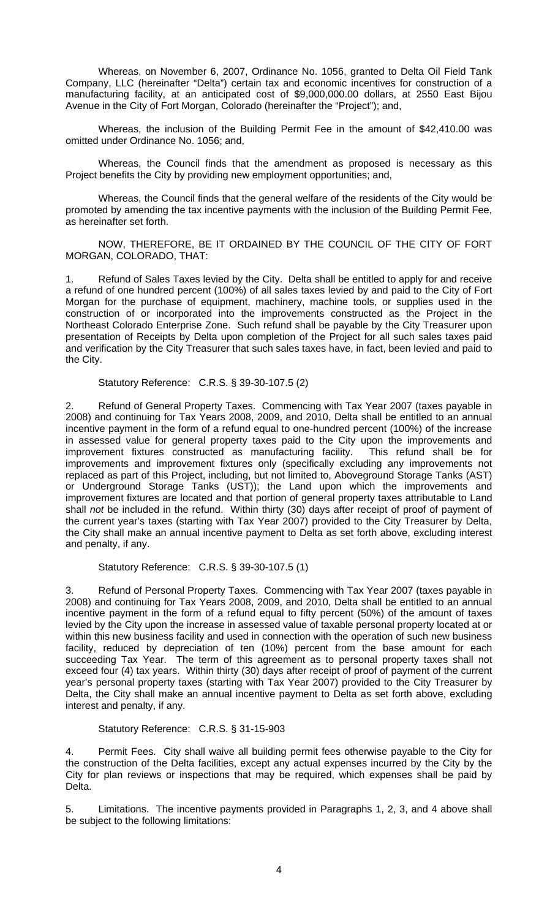Whereas, on November 6, 2007, Ordinance No. 1056, granted to Delta Oil Field Tank Company, LLC (hereinafter "Delta") certain tax and economic incentives for construction of a manufacturing facility, at an anticipated cost of $9,000,000.00 dollars, at 2550 East Bijou Avenue in the City of Fort Morgan, Colorado (hereinafter the "Project"); and,

Whereas, the inclusion of the Building Permit Fee in the amount of $42,410.00 was omitted under Ordinance No. 1056; and,

Whereas, the Council finds that the amendment as proposed is necessary as this Project benefits the City by providing new employment opportunities; and,

Whereas, the Council finds that the general welfare of the residents of the City would be promoted by amending the tax incentive payments with the inclusion of the Building Permit Fee, as hereinafter set forth.

NOW, THEREFORE, BE IT ORDAINED BY THE COUNCIL OF THE CITY OF FORT MORGAN, COLORADO, THAT:

1. Refund of Sales Taxes levied by the City. Delta shall be entitled to apply for and receive a refund of one hundred percent (100%) of all sales taxes levied by and paid to the City of Fort Morgan for the purchase of equipment, machinery, machine tools, or supplies used in the construction of or incorporated into the improvements constructed as the Project in the Northeast Colorado Enterprise Zone. Such refund shall be payable by the City Treasurer upon presentation of Receipts by Delta upon completion of the Project for all such sales taxes paid and verification by the City Treasurer that such sales taxes have, in fact, been levied and paid to the City.

   Statutory Reference: C.R.S. § 39-30-107.5 (2)

2. Refund of General Property Taxes. Commencing with Tax Year 2007 (taxes payable in 2008) and continuing for Tax Years 2008, 2009, and 2010, Delta shall be entitled to an annual incentive payment in the form of a refund equal to one-hundred percent (100%) of the increase in assessed value for general property taxes paid to the City upon the improvements and improvement fixtures constructed as manufacturing facility. This refund shall be for improvements and improvement fixtures only (specifically excluding any improvements not replaced as part of this Project, including, but not limited to, Aboveground Storage Tanks (AST) or Underground Storage Tanks (UST)); the Land upon which the improvements and improvement fixtures are located and that portion of general property taxes attributable to Land shall *not* be included in the refund. Within thirty (30) days after receipt of proof of payment of the current year's taxes (starting with Tax Year 2007) provided to the City Treasurer by Delta, the City shall make an annual incentive payment to Delta as set forth above, excluding interest and penalty, if any.

   Statutory Reference: C.R.S. § 39-30-107.5 (1)

3. Refund of Personal Property Taxes. Commencing with Tax Year 2007 (taxes payable in 2008) and continuing for Tax Years 2008, 2009, and 2010, Delta shall be entitled to an annual incentive payment in the form of a refund equal to fifty percent (50%) of the amount of taxes levied by the City upon the increase in assessed value of taxable personal property located at or within this new business facility and used in connection with the operation of such new business facility, reduced by depreciation of ten (10%) percent from the base amount for each succeeding Tax Year. The term of this agreement as to personal property taxes shall not exceed four (4) tax years. Within thirty (30) days after receipt of proof of payment of the current year's personal property taxes (starting with Tax Year 2007) provided to the City Treasurer by Delta, the City shall make an annual incentive payment to Delta as set forth above, excluding interest and penalty, if any.

   Statutory Reference: C.R.S. § 31-15-903

4. Permit Fees. City shall waive all building permit fees otherwise payable to the City for the construction of the Delta facilities, except any actual expenses incurred by the City by the City for plan reviews or inspections that may be required, which expenses shall be paid by Delta.

5. Limitations. The incentive payments provided in Paragraphs 1, 2, 3, and 4 above shall be subject to the following limitations: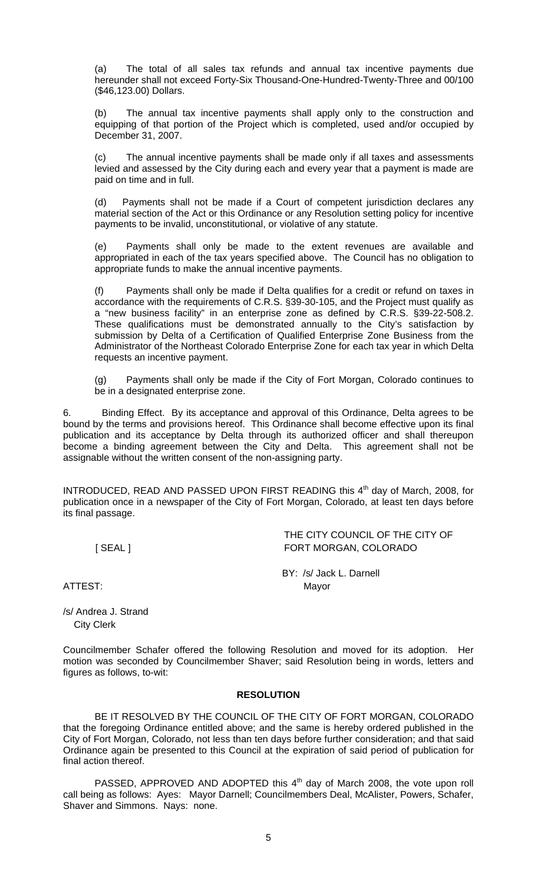(a) The total of all sales tax refunds and annual tax incentive payments due hereunder shall not exceed Forty-Six Thousand-One-Hundred-Twenty-Three and 00/100 ($46,123.00) Dollars.

(b) The annual tax incentive payments shall apply only to the construction and equipping of that portion of the Project which is completed, used and/or occupied by December 31, 2007.

(c) The annual incentive payments shall be made only if all taxes and assessments levied and assessed by the City during each and every year that a payment is made are paid on time and in full.

(d) Payments shall not be made if a Court of competent jurisdiction declares any material section of the Act or this Ordinance or any Resolution setting policy for incentive payments to be invalid, unconstitutional, or violative of any statute.

(e) Payments shall only be made to the extent revenues are available and appropriated in each of the tax years specified above. The Council has no obligation to appropriate funds to make the annual incentive payments.

(f) Payments shall only be made if Delta qualifies for a credit or refund on taxes in accordance with the requirements of C.R.S. §39-30-105, and the Project must qualify as a "new business facility" in an enterprise zone as defined by C.R.S. §39-22-508.2. These qualifications must be demonstrated annually to the City's satisfaction by submission by Delta of a Certification of Qualified Enterprise Zone Business from the Administrator of the Northeast Colorado Enterprise Zone for each tax year in which Delta requests an incentive payment.

(g) Payments shall only be made if the City of Fort Morgan, Colorado continues to be in a designated enterprise zone.

6. Binding Effect. By its acceptance and approval of this Ordinance, Delta agrees to be bound by the terms and provisions hereof. This Ordinance shall become effective upon its final publication and its acceptance by Delta through its authorized officer and shall thereupon become a binding agreement between the City and Delta. This agreement shall not be assignable without the written consent of the non-assigning party.

INTRODUCED, READ AND PASSED UPON FIRST READING this 4th day of March, 2008, for publication once in a newspaper of the City of Fort Morgan, Colorado, at least ten days before its final passage.

[ SEAL ]

THE CITY COUNCIL OF THE CITY OF FORT MORGAN, COLORADO

BY: /s/ Jack L. Darnell
Mayor

ATTEST:

/s/ Andrea J. Strand
City Clerk

Councilmember Schafer offered the following Resolution and moved for its adoption. Her motion was seconded by Councilmember Shaver; said Resolution being in words, letters and figures as follows, to-wit:

**RESOLUTION**

BE IT RESOLVED BY THE COUNCIL OF THE CITY OF FORT MORGAN, COLORADO that the foregoing Ordinance entitled above; and the same is hereby ordered published in the City of Fort Morgan, Colorado, not less than ten days before further consideration; and that said Ordinance again be presented to this Council at the expiration of said period of publication for final action thereof.

PASSED, APPROVED AND ADOPTED this 4th day of March 2008, the vote upon roll call being as follows: Ayes: Mayor Darnell; Councilmembers Deal, McAlister, Powers, Schafer, Shaver and Simmons. Nays: none.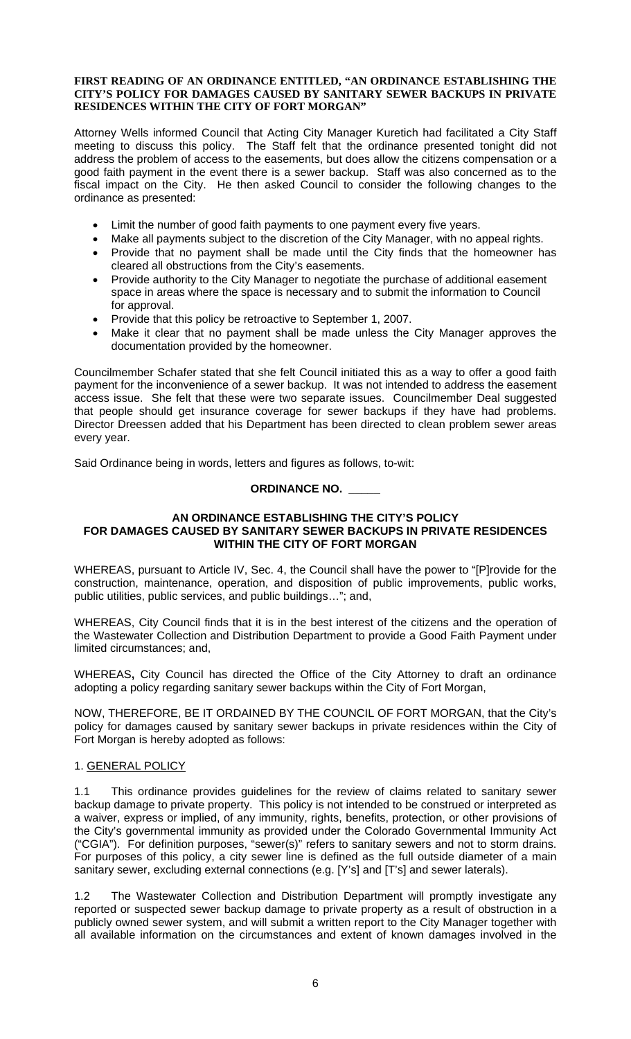**FIRST READING OF AN ORDINANCE ENTITLED, "AN ORDINANCE ESTABLISHING THE CITY'S POLICY FOR DAMAGES CAUSED BY SANITARY SEWER BACKUPS IN PRIVATE RESIDENCES WITHIN THE CITY OF FORT MORGAN"**

Attorney Wells informed Council that Acting City Manager Kuretich had facilitated a City Staff meeting to discuss this policy. The Staff felt that the ordinance presented tonight did not address the problem of access to the easements, but does allow the citizens compensation or a good faith payment in the event there is a sewer backup. Staff was also concerned as to the fiscal impact on the City. He then asked Council to consider the following changes to the ordinance as presented:

- Limit the number of good faith payments to one payment every five years.
- Make all payments subject to the discretion of the City Manager, with no appeal rights.
- Provide that no payment shall be made until the City finds that the homeowner has cleared all obstructions from the City's easements.
- Provide authority to the City Manager to negotiate the purchase of additional easement space in areas where the space is necessary and to submit the information to Council for approval.
- Provide that this policy be retroactive to September 1, 2007.
- Make it clear that no payment shall be made unless the City Manager approves the documentation provided by the homeowner.

Councilmember Schafer stated that she felt Council initiated this as a way to offer a good faith payment for the inconvenience of a sewer backup. It was not intended to address the easement access issue. She felt that these were two separate issues. Councilmember Deal suggested that people should get insurance coverage for sewer backups if they have had problems. Director Dreessen added that his Department has been directed to clean problem sewer areas every year.

Said Ordinance being in words, letters and figures as follows, to-wit:

**ORDINANCE NO. _____**

**AN ORDINANCE ESTABLISHING THE CITY'S POLICY FOR DAMAGES CAUSED BY SANITARY SEWER BACKUPS IN PRIVATE RESIDENCES WITHIN THE CITY OF FORT MORGAN**

WHEREAS, pursuant to Article IV, Sec. 4, the Council shall have the power to "[P]rovide for the construction, maintenance, operation, and disposition of public improvements, public works, public utilities, public services, and public buildings…"; and,

WHEREAS, City Council finds that it is in the best interest of the citizens and the operation of the Wastewater Collection and Distribution Department to provide a Good Faith Payment under limited circumstances; and,

WHEREAS**,** City Council has directed the Office of the City Attorney to draft an ordinance adopting a policy regarding sanitary sewer backups within the City of Fort Morgan,

NOW, THEREFORE, BE IT ORDAINED BY THE COUNCIL OF FORT MORGAN, that the City's policy for damages caused by sanitary sewer backups in private residences within the City of Fort Morgan is hereby adopted as follows:

1. GENERAL POLICY

1.1 This ordinance provides guidelines for the review of claims related to sanitary sewer backup damage to private property. This policy is not intended to be construed or interpreted as a waiver, express or implied, of any immunity, rights, benefits, protection, or other provisions of the City's governmental immunity as provided under the Colorado Governmental Immunity Act ("CGIA"). For definition purposes, "sewer(s)" refers to sanitary sewers and not to storm drains. For purposes of this policy, a city sewer line is defined as the full outside diameter of a main sanitary sewer, excluding external connections (e.g. [Y's] and [T's] and sewer laterals).

1.2 The Wastewater Collection and Distribution Department will promptly investigate any reported or suspected sewer backup damage to private property as a result of obstruction in a publicly owned sewer system, and will submit a written report to the City Manager together with all available information on the circumstances and extent of known damages involved in the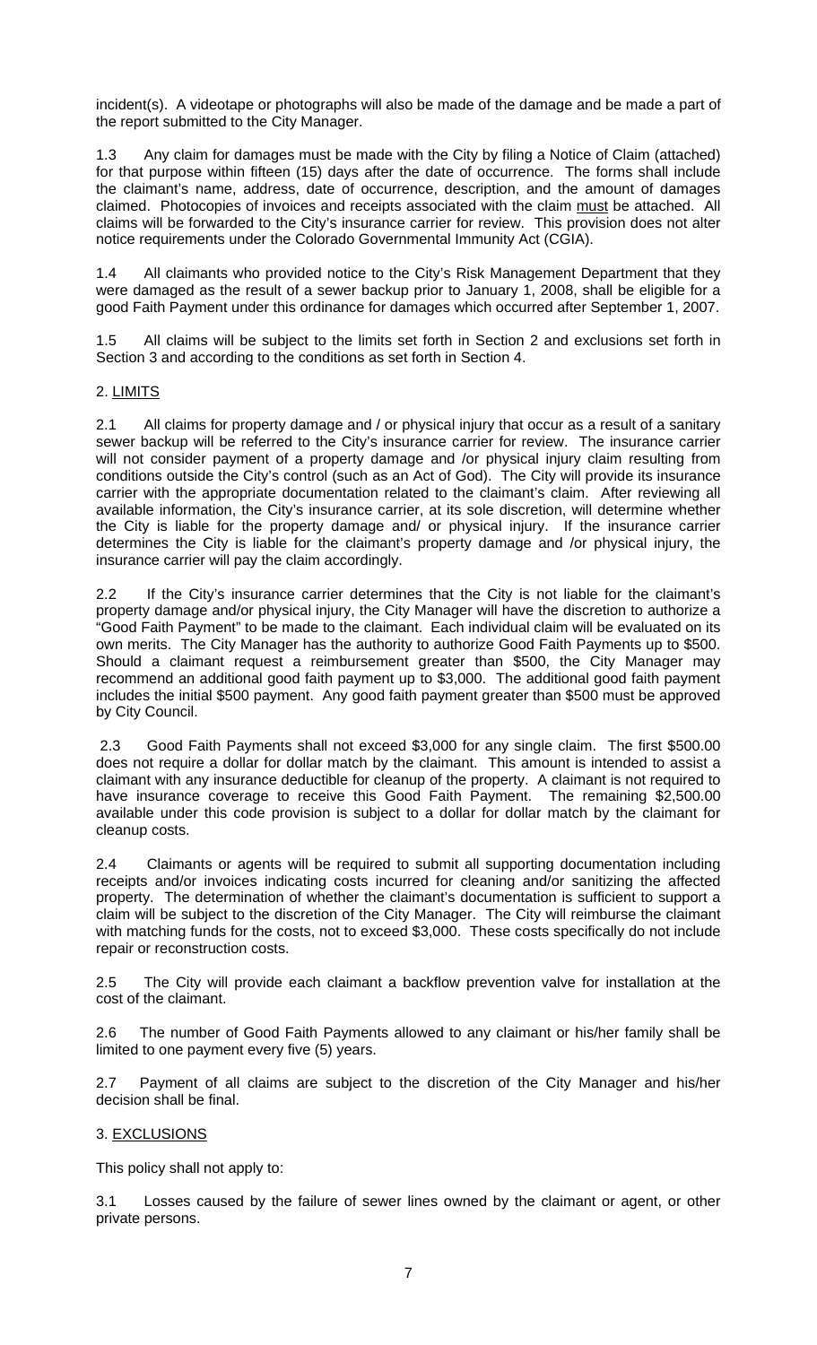incident(s). A videotape or photographs will also be made of the damage and be made a part of the report submitted to the City Manager.

1.3 Any claim for damages must be made with the City by filing a Notice of Claim (attached) for that purpose within fifteen (15) days after the date of occurrence. The forms shall include the claimant's name, address, date of occurrence, description, and the amount of damages claimed. Photocopies of invoices and receipts associated with the claim <u>must</u> be attached. All claims will be forwarded to the City's insurance carrier for review. This provision does not alter notice requirements under the Colorado Governmental Immunity Act (CGIA).

1.4 All claimants who provided notice to the City's Risk Management Department that they were damaged as the result of a sewer backup prior to January 1, 2008, shall be eligible for a good Faith Payment under this ordinance for damages which occurred after September 1, 2007.

1.5 All claims will be subject to the limits set forth in Section 2 and exclusions set forth in Section 3 and according to the conditions as set forth in Section 4.

2. <u>LIMITS</u>

2.1 All claims for property damage and / or physical injury that occur as a result of a sanitary sewer backup will be referred to the City's insurance carrier for review. The insurance carrier will not consider payment of a property damage and /or physical injury claim resulting from conditions outside the City's control (such as an Act of God). The City will provide its insurance carrier with the appropriate documentation related to the claimant's claim. After reviewing all available information, the City's insurance carrier, at its sole discretion, will determine whether the City is liable for the property damage and/ or physical injury. If the insurance carrier determines the City is liable for the claimant's property damage and /or physical injury, the insurance carrier will pay the claim accordingly.

2.2 If the City's insurance carrier determines that the City is not liable for the claimant's property damage and/or physical injury, the City Manager will have the discretion to authorize a "Good Faith Payment" to be made to the claimant. Each individual claim will be evaluated on its own merits. The City Manager has the authority to authorize Good Faith Payments up to $500. Should a claimant request a reimbursement greater than $500, the City Manager may recommend an additional good faith payment up to $3,000. The additional good faith payment includes the initial $500 payment. Any good faith payment greater than $500 must be approved by City Council.

2.3 Good Faith Payments shall not exceed $3,000 for any single claim. The first $500.00 does not require a dollar for dollar match by the claimant. This amount is intended to assist a claimant with any insurance deductible for cleanup of the property. A claimant is not required to have insurance coverage to receive this Good Faith Payment. The remaining $2,500.00 available under this code provision is subject to a dollar for dollar match by the claimant for cleanup costs.

2.4 Claimants or agents will be required to submit all supporting documentation including receipts and/or invoices indicating costs incurred for cleaning and/or sanitizing the affected property. The determination of whether the claimant's documentation is sufficient to support a claim will be subject to the discretion of the City Manager. The City will reimburse the claimant with matching funds for the costs, not to exceed $3,000. These costs specifically do not include repair or reconstruction costs.

2.5 The City will provide each claimant a backflow prevention valve for installation at the cost of the claimant.

2.6 The number of Good Faith Payments allowed to any claimant or his/her family shall be limited to one payment every five (5) years.

2.7 Payment of all claims are subject to the discretion of the City Manager and his/her decision shall be final.

3. <u>EXCLUSIONS</u>

This policy shall not apply to:

3.1 Losses caused by the failure of sewer lines owned by the claimant or agent, or other private persons.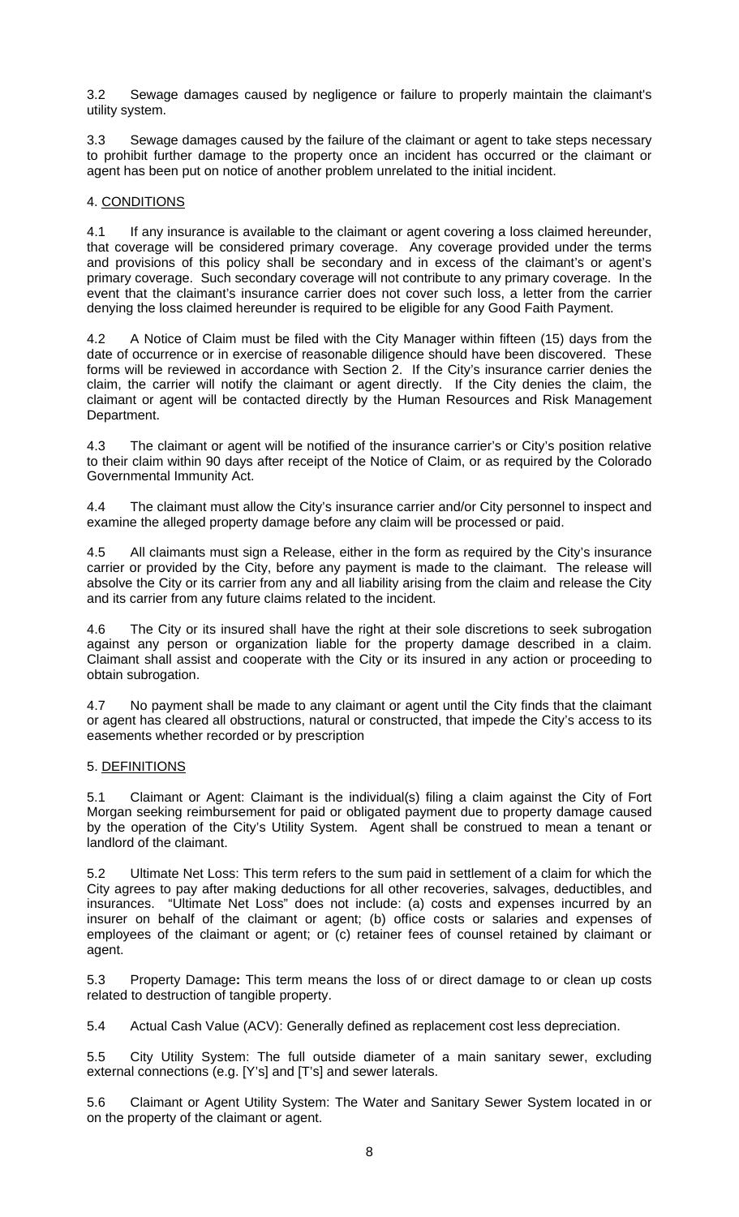3.2 Sewage damages caused by negligence or failure to properly maintain the claimant's utility system.

3.3 Sewage damages caused by the failure of the claimant or agent to take steps necessary to prohibit further damage to the property once an incident has occurred or the claimant or agent has been put on notice of another problem unrelated to the initial incident.

## 4. CONDITIONS

4.1 If any insurance is available to the claimant or agent covering a loss claimed hereunder, that coverage will be considered primary coverage. Any coverage provided under the terms and provisions of this policy shall be secondary and in excess of the claimant's or agent's primary coverage. Such secondary coverage will not contribute to any primary coverage. In the event that the claimant's insurance carrier does not cover such loss, a letter from the carrier denying the loss claimed hereunder is required to be eligible for any Good Faith Payment.

4.2 A Notice of Claim must be filed with the City Manager within fifteen (15) days from the date of occurrence or in exercise of reasonable diligence should have been discovered. These forms will be reviewed in accordance with Section 2. If the City's insurance carrier denies the claim, the carrier will notify the claimant or agent directly. If the City denies the claim, the claimant or agent will be contacted directly by the Human Resources and Risk Management Department.

4.3 The claimant or agent will be notified of the insurance carrier's or City's position relative to their claim within 90 days after receipt of the Notice of Claim, or as required by the Colorado Governmental Immunity Act.

4.4 The claimant must allow the City's insurance carrier and/or City personnel to inspect and examine the alleged property damage before any claim will be processed or paid.

4.5 All claimants must sign a Release, either in the form as required by the City's insurance carrier or provided by the City, before any payment is made to the claimant. The release will absolve the City or its carrier from any and all liability arising from the claim and release the City and its carrier from any future claims related to the incident.

4.6 The City or its insured shall have the right at their sole discretions to seek subrogation against any person or organization liable for the property damage described in a claim. Claimant shall assist and cooperate with the City or its insured in any action or proceeding to obtain subrogation.

4.7 No payment shall be made to any claimant or agent until the City finds that the claimant or agent has cleared all obstructions, natural or constructed, that impede the City's access to its easements whether recorded or by prescription

## 5. DEFINITIONS

5.1 Claimant or Agent: Claimant is the individual(s) filing a claim against the City of Fort Morgan seeking reimbursement for paid or obligated payment due to property damage caused by the operation of the City's Utility System. Agent shall be construed to mean a tenant or landlord of the claimant.

5.2 Ultimate Net Loss: This term refers to the sum paid in settlement of a claim for which the City agrees to pay after making deductions for all other recoveries, salvages, deductibles, and insurances. "Ultimate Net Loss" does not include: (a) costs and expenses incurred by an insurer on behalf of the claimant or agent; (b) office costs or salaries and expenses of employees of the claimant or agent; or (c) retainer fees of counsel retained by claimant or agent.

5.3 Property Damage**:** This term means the loss of or direct damage to or clean up costs related to destruction of tangible property.

5.4 Actual Cash Value (ACV): Generally defined as replacement cost less depreciation.

5.5 City Utility System: The full outside diameter of a main sanitary sewer, excluding external connections (e.g. [Y's] and [T's] and sewer laterals.

5.6 Claimant or Agent Utility System: The Water and Sanitary Sewer System located in or on the property of the claimant or agent.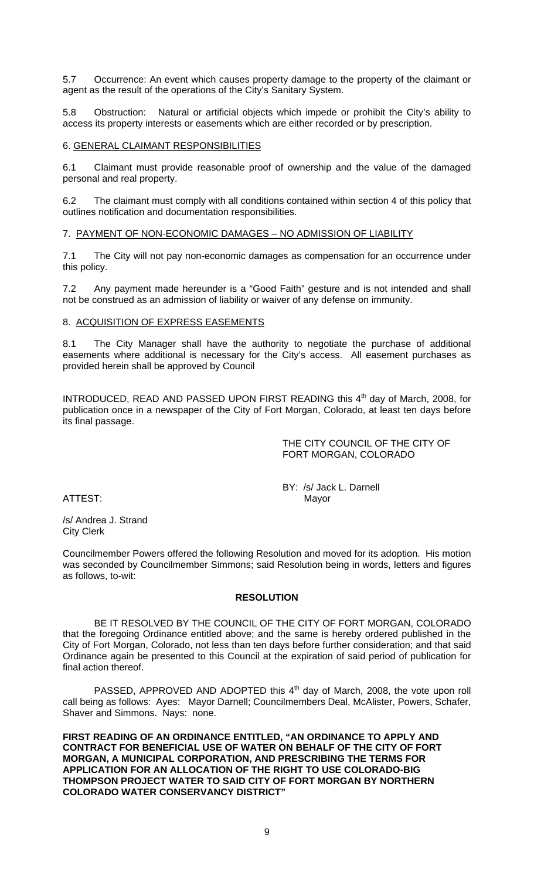5.7 Occurrence: An event which causes property damage to the property of the claimant or agent as the result of the operations of the City's Sanitary System.

5.8 Obstruction: Natural or artificial objects which impede or prohibit the City's ability to access its property interests or easements which are either recorded or by prescription.

6. <u>GENERAL CLAIMANT RESPONSIBILITIES</u>

6.1 Claimant must provide reasonable proof of ownership and the value of the damaged personal and real property.

6.2 The claimant must comply with all conditions contained within section 4 of this policy that outlines notification and documentation responsibilities.

7. <u>PAYMENT OF NON-ECONOMIC DAMAGES – NO ADMISSION OF LIABILITY</u>

7.1 The City will not pay non-economic damages as compensation for an occurrence under this policy.

7.2 Any payment made hereunder is a "Good Faith" gesture and is not intended and shall not be construed as an admission of liability or waiver of any defense on immunity.

8. <u>ACQUISITION OF EXPRESS EASEMENTS</u>

8.1 The City Manager shall have the authority to negotiate the purchase of additional easements where additional is necessary for the City's access. All easement purchases as provided herein shall be approved by Council

INTRODUCED, READ AND PASSED UPON FIRST READING this 4th day of March, 2008, for publication once in a newspaper of the City of Fort Morgan, Colorado, at least ten days before its final passage.

THE CITY COUNCIL OF THE CITY OF FORT MORGAN, COLORADO

BY: /s/ Jack L. Darnell
Mayor

ATTEST:

/s/ Andrea J. Strand
City Clerk

Councilmember Powers offered the following Resolution and moved for its adoption. His motion was seconded by Councilmember Simmons; said Resolution being in words, letters and figures as follows, to-wit:

**RESOLUTION**

BE IT RESOLVED BY THE COUNCIL OF THE CITY OF FORT MORGAN, COLORADO that the foregoing Ordinance entitled above; and the same is hereby ordered published in the City of Fort Morgan, Colorado, not less than ten days before further consideration; and that said Ordinance again be presented to this Council at the expiration of said period of publication for final action thereof.

PASSED, APPROVED AND ADOPTED this 4th day of March, 2008, the vote upon roll call being as follows: Ayes: Mayor Darnell; Councilmembers Deal, McAlister, Powers, Schafer, Shaver and Simmons. Nays: none.

**FIRST READING OF AN ORDINANCE ENTITLED, "AN ORDINANCE TO APPLY AND CONTRACT FOR BENEFICIAL USE OF WATER ON BEHALF OF THE CITY OF FORT MORGAN, A MUNICIPAL CORPORATION, AND PRESCRIBING THE TERMS FOR APPLICATION FOR AN ALLOCATION OF THE RIGHT TO USE COLORADO-BIG THOMPSON PROJECT WATER TO SAID CITY OF FORT MORGAN BY NORTHERN COLORADO WATER CONSERVANCY DISTRICT"**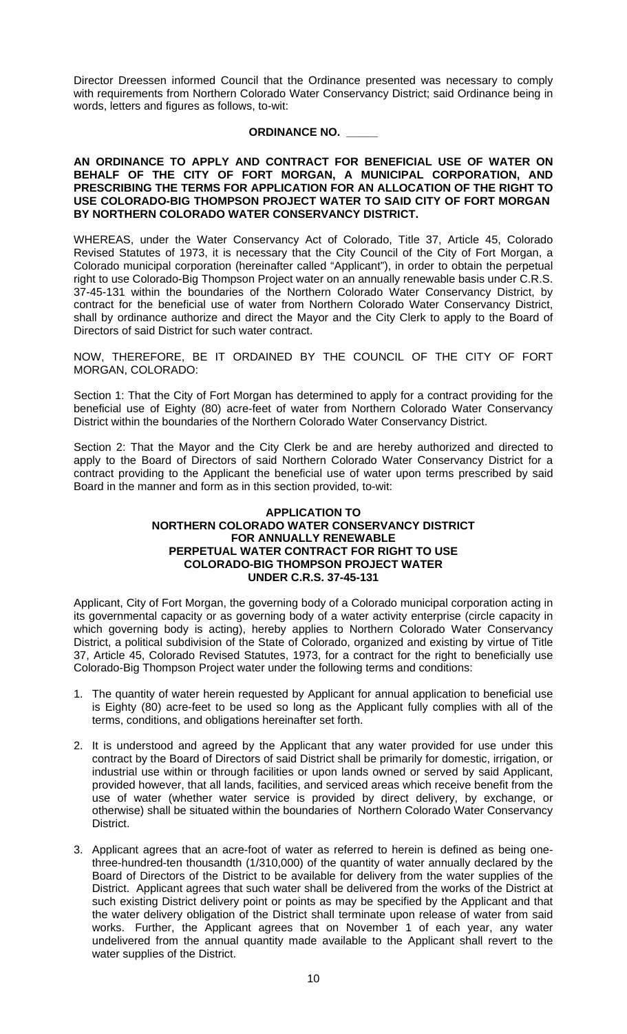Director Dreessen informed Council that the Ordinance presented was necessary to comply with requirements from Northern Colorado Water Conservancy District; said Ordinance being in words, letters and figures as follows, to-wit:

**ORDINANCE NO. _____**

**AN ORDINANCE TO APPLY AND CONTRACT FOR BENEFICIAL USE OF WATER ON BEHALF OF THE CITY OF FORT MORGAN, A MUNICIPAL CORPORATION, AND PRESCRIBING THE TERMS FOR APPLICATION FOR AN ALLOCATION OF THE RIGHT TO USE COLORADO-BIG THOMPSON PROJECT WATER TO SAID CITY OF FORT MORGAN BY NORTHERN COLORADO WATER CONSERVANCY DISTRICT.**

WHEREAS, under the Water Conservancy Act of Colorado, Title 37, Article 45, Colorado Revised Statutes of 1973, it is necessary that the City Council of the City of Fort Morgan, a Colorado municipal corporation (hereinafter called "Applicant"), in order to obtain the perpetual right to use Colorado-Big Thompson Project water on an annually renewable basis under C.R.S. 37-45-131 within the boundaries of the Northern Colorado Water Conservancy District, by contract for the beneficial use of water from Northern Colorado Water Conservancy District, shall by ordinance authorize and direct the Mayor and the City Clerk to apply to the Board of Directors of said District for such water contract.

NOW, THEREFORE, BE IT ORDAINED BY THE COUNCIL OF THE CITY OF FORT MORGAN, COLORADO:

Section 1: That the City of Fort Morgan has determined to apply for a contract providing for the beneficial use of Eighty (80) acre-feet of water from Northern Colorado Water Conservancy District within the boundaries of the Northern Colorado Water Conservancy District.

Section 2: That the Mayor and the City Clerk be and are hereby authorized and directed to apply to the Board of Directors of said Northern Colorado Water Conservancy District for a contract providing to the Applicant the beneficial use of water upon terms prescribed by said Board in the manner and form as in this section provided, to-wit:

**APPLICATION TO**
**NORTHERN COLORADO WATER CONSERVANCY DISTRICT**
**FOR ANNUALLY RENEWABLE**
**PERPETUAL WATER CONTRACT FOR RIGHT TO USE**
**COLORADO-BIG THOMPSON PROJECT WATER**
**UNDER C.R.S. 37-45-131**

Applicant, City of Fort Morgan, the governing body of a Colorado municipal corporation acting in its governmental capacity or as governing body of a water activity enterprise (circle capacity in which governing body is acting), hereby applies to Northern Colorado Water Conservancy District, a political subdivision of the State of Colorado, organized and existing by virtue of Title 37, Article 45, Colorado Revised Statutes, 1973, for a contract for the right to beneficially use Colorado-Big Thompson Project water under the following terms and conditions:

1. The quantity of water herein requested by Applicant for annual application to beneficial use is Eighty (80) acre-feet to be used so long as the Applicant fully complies with all of the terms, conditions, and obligations hereinafter set forth.

2. It is understood and agreed by the Applicant that any water provided for use under this contract by the Board of Directors of said District shall be primarily for domestic, irrigation, or industrial use within or through facilities or upon lands owned or served by said Applicant, provided however, that all lands, facilities, and serviced areas which receive benefit from the use of water (whether water service is provided by direct delivery, by exchange, or otherwise) shall be situated within the boundaries of Northern Colorado Water Conservancy District.

3. Applicant agrees that an acre-foot of water as referred to herein is defined as being one-three-hundred-ten thousandth (1/310,000) of the quantity of water annually declared by the Board of Directors of the District to be available for delivery from the water supplies of the District. Applicant agrees that such water shall be delivered from the works of the District at such existing District delivery point or points as may be specified by the Applicant and that the water delivery obligation of the District shall terminate upon release of water from said works. Further, the Applicant agrees that on November 1 of each year, any water undelivered from the annual quantity made available to the Applicant shall revert to the water supplies of the District.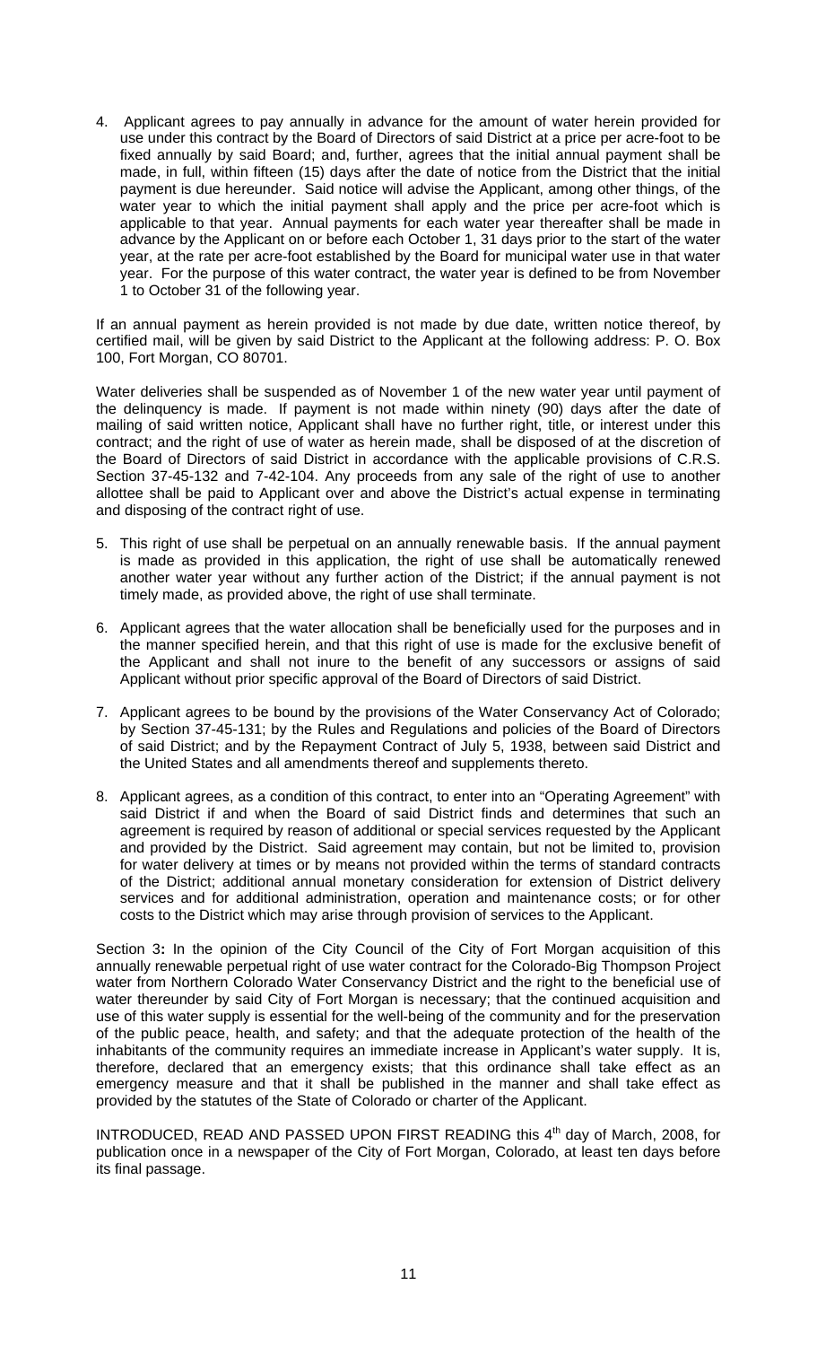4. Applicant agrees to pay annually in advance for the amount of water herein provided for use under this contract by the Board of Directors of said District at a price per acre-foot to be fixed annually by said Board; and, further, agrees that the initial annual payment shall be made, in full, within fifteen (15) days after the date of notice from the District that the initial payment is due hereunder. Said notice will advise the Applicant, among other things, of the water year to which the initial payment shall apply and the price per acre-foot which is applicable to that year. Annual payments for each water year thereafter shall be made in advance by the Applicant on or before each October 1, 31 days prior to the start of the water year, at the rate per acre-foot established by the Board for municipal water use in that water year. For the purpose of this water contract, the water year is defined to be from November 1 to October 31 of the following year.

If an annual payment as herein provided is not made by due date, written notice thereof, by certified mail, will be given by said District to the Applicant at the following address: P. O. Box 100, Fort Morgan, CO 80701.

Water deliveries shall be suspended as of November 1 of the new water year until payment of the delinquency is made. If payment is not made within ninety (90) days after the date of mailing of said written notice, Applicant shall have no further right, title, or interest under this contract; and the right of use of water as herein made, shall be disposed of at the discretion of the Board of Directors of said District in accordance with the applicable provisions of C.R.S. Section 37-45-132 and 7-42-104. Any proceeds from any sale of the right of use to another allottee shall be paid to Applicant over and above the District's actual expense in terminating and disposing of the contract right of use.

5. This right of use shall be perpetual on an annually renewable basis. If the annual payment is made as provided in this application, the right of use shall be automatically renewed another water year without any further action of the District; if the annual payment is not timely made, as provided above, the right of use shall terminate.

6. Applicant agrees that the water allocation shall be beneficially used for the purposes and in the manner specified herein, and that this right of use is made for the exclusive benefit of the Applicant and shall not inure to the benefit of any successors or assigns of said Applicant without prior specific approval of the Board of Directors of said District.

7. Applicant agrees to be bound by the provisions of the Water Conservancy Act of Colorado; by Section 37-45-131; by the Rules and Regulations and policies of the Board of Directors of said District; and by the Repayment Contract of July 5, 1938, between said District and the United States and all amendments thereof and supplements thereto.

8. Applicant agrees, as a condition of this contract, to enter into an "Operating Agreement" with said District if and when the Board of said District finds and determines that such an agreement is required by reason of additional or special services requested by the Applicant and provided by the District. Said agreement may contain, but not be limited to, provision for water delivery at times or by means not provided within the terms of standard contracts of the District; additional annual monetary consideration for extension of District delivery services and for additional administration, operation and maintenance costs; or for other costs to the District which may arise through provision of services to the Applicant.

**Section 3:** In the opinion of the City Council of the City of Fort Morgan acquisition of this annually renewable perpetual right of use water contract for the Colorado-Big Thompson Project water from Northern Colorado Water Conservancy District and the right to the beneficial use of water thereunder by said City of Fort Morgan is necessary; that the continued acquisition and use of this water supply is essential for the well-being of the community and for the preservation of the public peace, health, and safety; and that the adequate protection of the health of the inhabitants of the community requires an immediate increase in Applicant's water supply. It is, therefore, declared that an emergency exists; that this ordinance shall take effect as an emergency measure and that it shall be published in the manner and shall take effect as provided by the statutes of the State of Colorado or charter of the Applicant.

INTRODUCED, READ AND PASSED UPON FIRST READING this 4th day of March, 2008, for publication once in a newspaper of the City of Fort Morgan, Colorado, at least ten days before its final passage.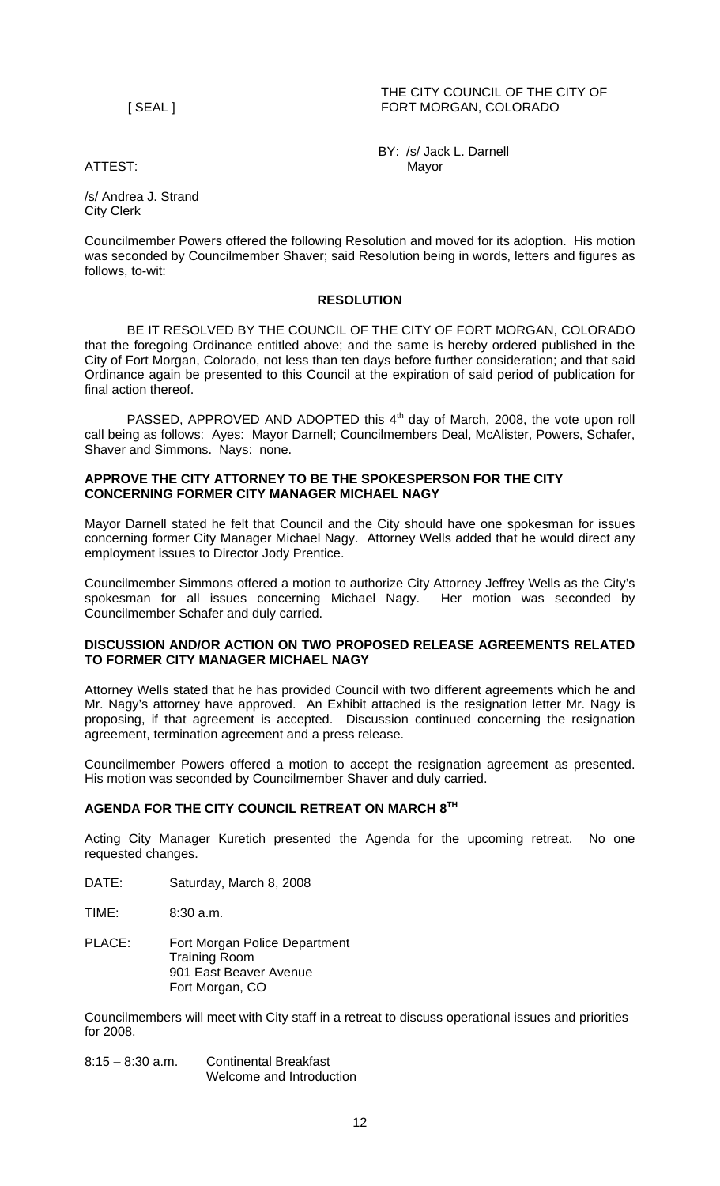[ SEAL ]

THE CITY COUNCIL OF THE CITY OF FORT MORGAN, COLORADO

BY: /s/ Jack L. Darnell
Mayor

ATTEST:

/s/ Andrea J. Strand
City Clerk

Councilmember Powers offered the following Resolution and moved for its adoption. His motion was seconded by Councilmember Shaver; said Resolution being in words, letters and figures as follows, to-wit:

**RESOLUTION**

BE IT RESOLVED BY THE COUNCIL OF THE CITY OF FORT MORGAN, COLORADO that the foregoing Ordinance entitled above; and the same is hereby ordered published in the City of Fort Morgan, Colorado, not less than ten days before further consideration; and that said Ordinance again be presented to this Council at the expiration of said period of publication for final action thereof.

PASSED, APPROVED AND ADOPTED this 4th day of March, 2008, the vote upon roll call being as follows: Ayes: Mayor Darnell; Councilmembers Deal, McAlister, Powers, Schafer, Shaver and Simmons. Nays: none.

**APPROVE THE CITY ATTORNEY TO BE THE SPOKESPERSON FOR THE CITY CONCERNING FORMER CITY MANAGER MICHAEL NAGY**

Mayor Darnell stated he felt that Council and the City should have one spokesman for issues concerning former City Manager Michael Nagy. Attorney Wells added that he would direct any employment issues to Director Jody Prentice.

Councilmember Simmons offered a motion to authorize City Attorney Jeffrey Wells as the City's spokesman for all issues concerning Michael Nagy. Her motion was seconded by Councilmember Schafer and duly carried.

**DISCUSSION AND/OR ACTION ON TWO PROPOSED RELEASE AGREEMENTS RELATED TO FORMER CITY MANAGER MICHAEL NAGY**

Attorney Wells stated that he has provided Council with two different agreements which he and Mr. Nagy's attorney have approved. An Exhibit attached is the resignation letter Mr. Nagy is proposing, if that agreement is accepted. Discussion continued concerning the resignation agreement, termination agreement and a press release.

Councilmember Powers offered a motion to accept the resignation agreement as presented. His motion was seconded by Councilmember Shaver and duly carried.

**AGENDA FOR THE CITY COUNCIL RETREAT ON MARCH 8TH**

Acting City Manager Kuretich presented the Agenda for the upcoming retreat. No one requested changes.

DATE: Saturday, March 8, 2008

TIME: 8:30 a.m.

PLACE: Fort Morgan Police Department
Training Room
901 East Beaver Avenue
Fort Morgan, CO

Councilmembers will meet with City staff in a retreat to discuss operational issues and priorities for 2008.

8:15 – 8:30 a.m. Continental Breakfast
Welcome and Introduction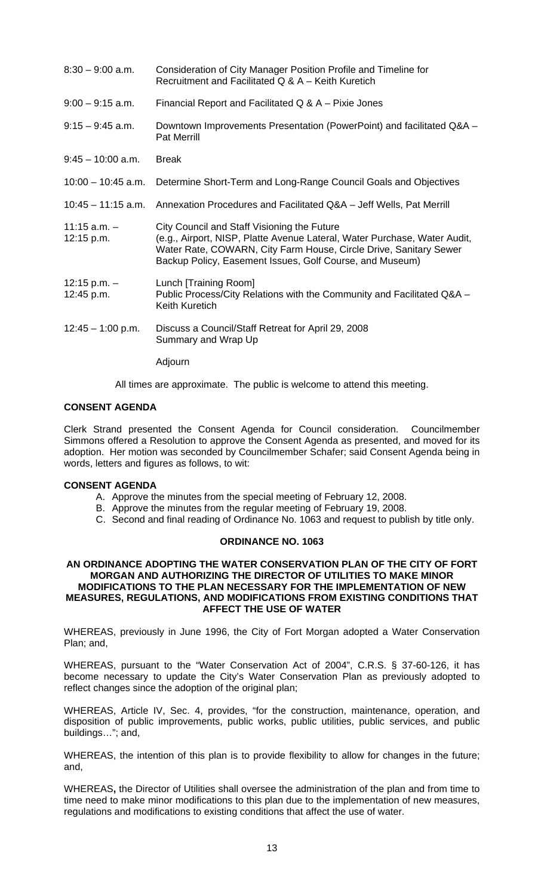| | |
|---|---|
| 8:30 – 9:00 a.m. | Consideration of City Manager Position Profile and Timeline for Recruitment and Facilitated Q & A – Keith Kuretich |
| 9:00 – 9:15 a.m. | Financial Report and Facilitated Q & A – Pixie Jones |
| 9:15 – 9:45 a.m. | Downtown Improvements Presentation (PowerPoint) and facilitated Q&A – Pat Merrill |
| 9:45 – 10:00 a.m. | Break |
| 10:00 – 10:45 a.m. | Determine Short-Term and Long-Range Council Goals and Objectives |
| 10:45 – 11:15 a.m. | Annexation Procedures and Facilitated Q&A – Jeff Wells, Pat Merrill |
| 11:15 a.m. – 12:15 p.m. | City Council and Staff Visioning the Future (e.g., Airport, NISP, Platte Avenue Lateral, Water Purchase, Water Audit, Water Rate, COWARN, City Farm House, Circle Drive, Sanitary Sewer Backup Policy, Easement Issues, Golf Course, and Museum) |
| 12:15 p.m. – 12:45 p.m. | Lunch [Training Room] Public Process/City Relations with the Community and Facilitated Q&A – Keith Kuretich |
| 12:45 – 1:00 p.m. | Discuss a Council/Staff Retreat for April 29, 2008 Summary and Wrap Up |
| | Adjourn |

All times are approximate. The public is welcome to attend this meeting.

**CONSENT AGENDA**

Clerk Strand presented the Consent Agenda for Council consideration. Councilmember Simmons offered a Resolution to approve the Consent Agenda as presented, and moved for its adoption. Her motion was seconded by Councilmember Schafer; said Consent Agenda being in words, letters and figures as follows, to wit:

**CONSENT AGENDA**

A. Approve the minutes from the special meeting of February 12, 2008.
B. Approve the minutes from the regular meeting of February 19, 2008.
C. Second and final reading of Ordinance No. 1063 and request to publish by title only.

**ORDINANCE NO. 1063**

**AN ORDINANCE ADOPTING THE WATER CONSERVATION PLAN OF THE CITY OF FORT MORGAN AND AUTHORIZING THE DIRECTOR OF UTILITIES TO MAKE MINOR MODIFICATIONS TO THE PLAN NECESSARY FOR THE IMPLEMENTATION OF NEW MEASURES, REGULATIONS, AND MODIFICATIONS FROM EXISTING CONDITIONS THAT AFFECT THE USE OF WATER**

WHEREAS, previously in June 1996, the City of Fort Morgan adopted a Water Conservation Plan; and,

WHEREAS, pursuant to the "Water Conservation Act of 2004", C.R.S. § 37-60-126, it has become necessary to update the City's Water Conservation Plan as previously adopted to reflect changes since the adoption of the original plan;

WHEREAS, Article IV, Sec. 4, provides, "for the construction, maintenance, operation, and disposition of public improvements, public works, public utilities, public services, and public buildings…"; and,

WHEREAS, the intention of this plan is to provide flexibility to allow for changes in the future; and,

WHEREAS**,** the Director of Utilities shall oversee the administration of the plan and from time to time need to make minor modifications to this plan due to the implementation of new measures, regulations and modifications to existing conditions that affect the use of water.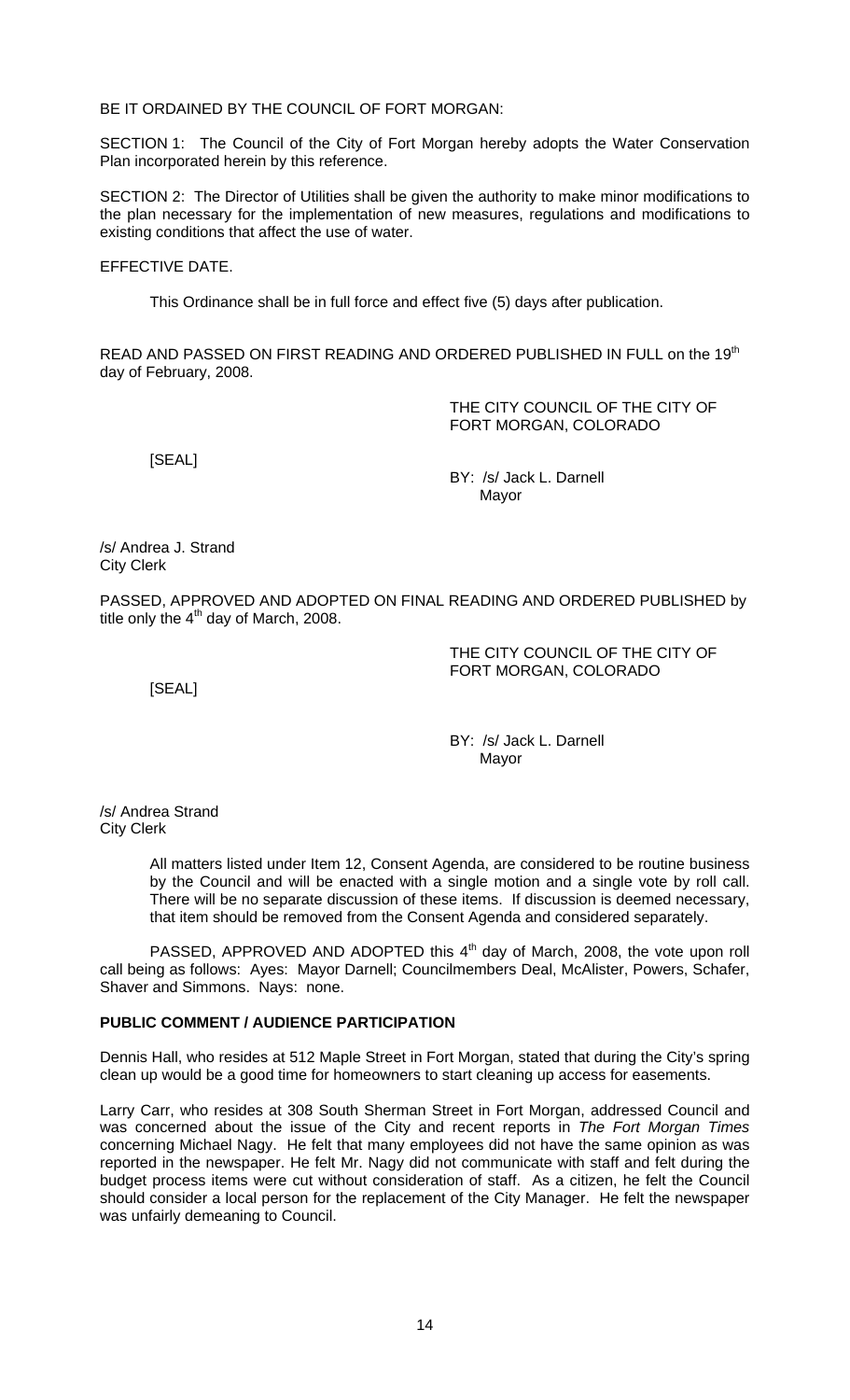BE IT ORDAINED BY THE COUNCIL OF FORT MORGAN:

SECTION 1: The Council of the City of Fort Morgan hereby adopts the Water Conservation Plan incorporated herein by this reference.

SECTION 2: The Director of Utilities shall be given the authority to make minor modifications to the plan necessary for the implementation of new measures, regulations and modifications to existing conditions that affect the use of water.

EFFECTIVE DATE.

This Ordinance shall be in full force and effect five (5) days after publication.

READ AND PASSED ON FIRST READING AND ORDERED PUBLISHED IN FULL on the 19th day of February, 2008.

THE CITY COUNCIL OF THE CITY OF FORT MORGAN, COLORADO

[SEAL]

BY: /s/ Jack L. Darnell
Mayor

/s/ Andrea J. Strand
City Clerk

PASSED, APPROVED AND ADOPTED ON FINAL READING AND ORDERED PUBLISHED by title only the 4th day of March, 2008.

THE CITY COUNCIL OF THE CITY OF FORT MORGAN, COLORADO

[SEAL]

BY: /s/ Jack L. Darnell
Mayor

/s/ Andrea Strand
City Clerk

All matters listed under Item 12, Consent Agenda, are considered to be routine business by the Council and will be enacted with a single motion and a single vote by roll call. There will be no separate discussion of these items. If discussion is deemed necessary, that item should be removed from the Consent Agenda and considered separately.

PASSED, APPROVED AND ADOPTED this 4th day of March, 2008, the vote upon roll call being as follows: Ayes: Mayor Darnell; Councilmembers Deal, McAlister, Powers, Schafer, Shaver and Simmons. Nays: none.

**PUBLIC COMMENT / AUDIENCE PARTICIPATION**

Dennis Hall, who resides at 512 Maple Street in Fort Morgan, stated that during the City's spring clean up would be a good time for homeowners to start cleaning up access for easements.

Larry Carr, who resides at 308 South Sherman Street in Fort Morgan, addressed Council and was concerned about the issue of the City and recent reports in *The Fort Morgan Times* concerning Michael Nagy. He felt that many employees did not have the same opinion as was reported in the newspaper. He felt Mr. Nagy did not communicate with staff and felt during the budget process items were cut without consideration of staff. As a citizen, he felt the Council should consider a local person for the replacement of the City Manager. He felt the newspaper was unfairly demeaning to Council.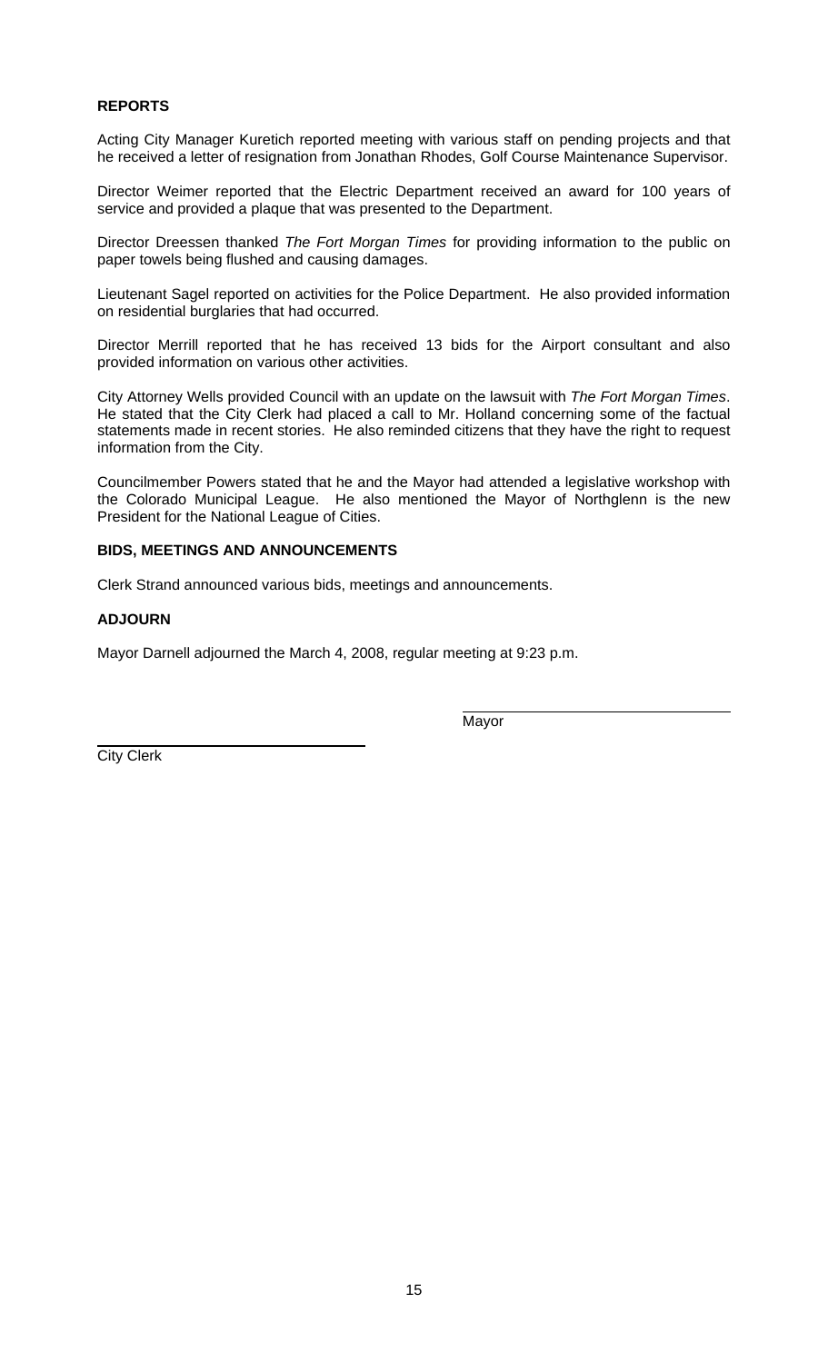**REPORTS**

Acting City Manager Kuretich reported meeting with various staff on pending projects and that he received a letter of resignation from Jonathan Rhodes, Golf Course Maintenance Supervisor.

Director Weimer reported that the Electric Department received an award for 100 years of service and provided a plaque that was presented to the Department.

Director Dreessen thanked *The Fort Morgan Times* for providing information to the public on paper towels being flushed and causing damages.

Lieutenant Sagel reported on activities for the Police Department. He also provided information on residential burglaries that had occurred.

Director Merrill reported that he has received 13 bids for the Airport consultant and also provided information on various other activities.

City Attorney Wells provided Council with an update on the lawsuit with *The Fort Morgan Times*. He stated that the City Clerk had placed a call to Mr. Holland concerning some of the factual statements made in recent stories. He also reminded citizens that they have the right to request information from the City.

Councilmember Powers stated that he and the Mayor had attended a legislative workshop with the Colorado Municipal League. He also mentioned the Mayor of Northglenn is the new President for the National League of Cities.

**BIDS, MEETINGS AND ANNOUNCEMENTS**

Clerk Strand announced various bids, meetings and announcements.

**ADJOURN**

Mayor Darnell adjourned the March 4, 2008, regular meeting at 9:23 p.m.

\_\_\_\_\_\_\_\_\_\_\_\_\_\_\_\_\_\_\_\_\_\_\_\_\_\_\_\_\_\_
Mayor

\_\_\_\_\_\_\_\_\_\_\_\_\_\_\_\_\_\_\_\_\_\_\_\_\_\_\_\_\_\_
City Clerk